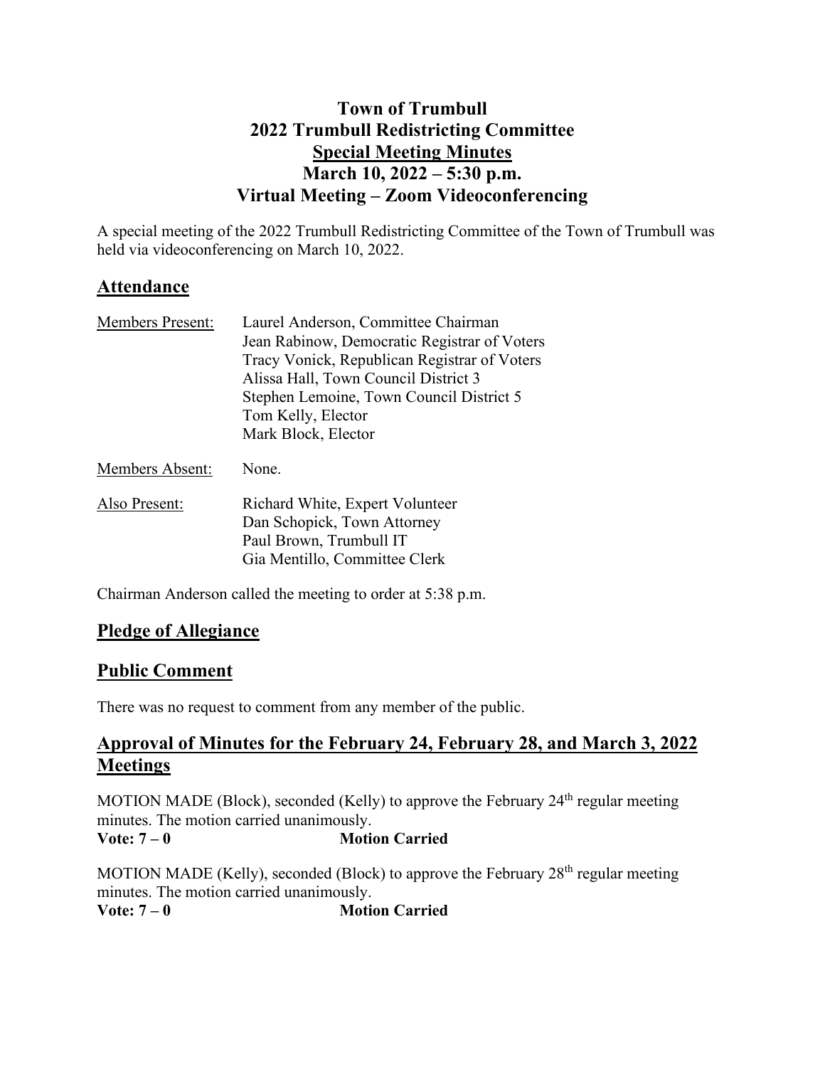# Town of Trumbull
# 2022 Trumbull Redistricting Committee
# Special Meeting Minutes
# March 10, 2022 – 5:30 p.m.
# Virtual Meeting – Zoom Videoconferencing

A special meeting of the 2022 Trumbull Redistricting Committee of the Town of Trumbull was held via videoconferencing on March 10, 2022.

## Attendance

Members Present: Laurel Anderson, Committee Chairman
Jean Rabinow, Democratic Registrar of Voters
Tracy Vonick, Republican Registrar of Voters
Alissa Hall, Town Council District 3
Stephen Lemoine, Town Council District 5
Tom Kelly, Elector
Mark Block, Elector

Members Absent: None.

Also Present: Richard White, Expert Volunteer
Dan Schopick, Town Attorney
Paul Brown, Trumbull IT
Gia Mentillo, Committee Clerk

Chairman Anderson called the meeting to order at 5:38 p.m.

## Pledge of Allegiance

## Public Comment

There was no request to comment from any member of the public.

## Approval of Minutes for the February 24, February 28, and March 3, 2022 Meetings

MOTION MADE (Block), seconded (Kelly) to approve the February 24th regular meeting minutes. The motion carried unanimously.
**Vote: 7 – 0** **Motion Carried**

MOTION MADE (Kelly), seconded (Block) to approve the February 28th regular meeting minutes. The motion carried unanimously.
**Vote: 7 – 0** **Motion Carried**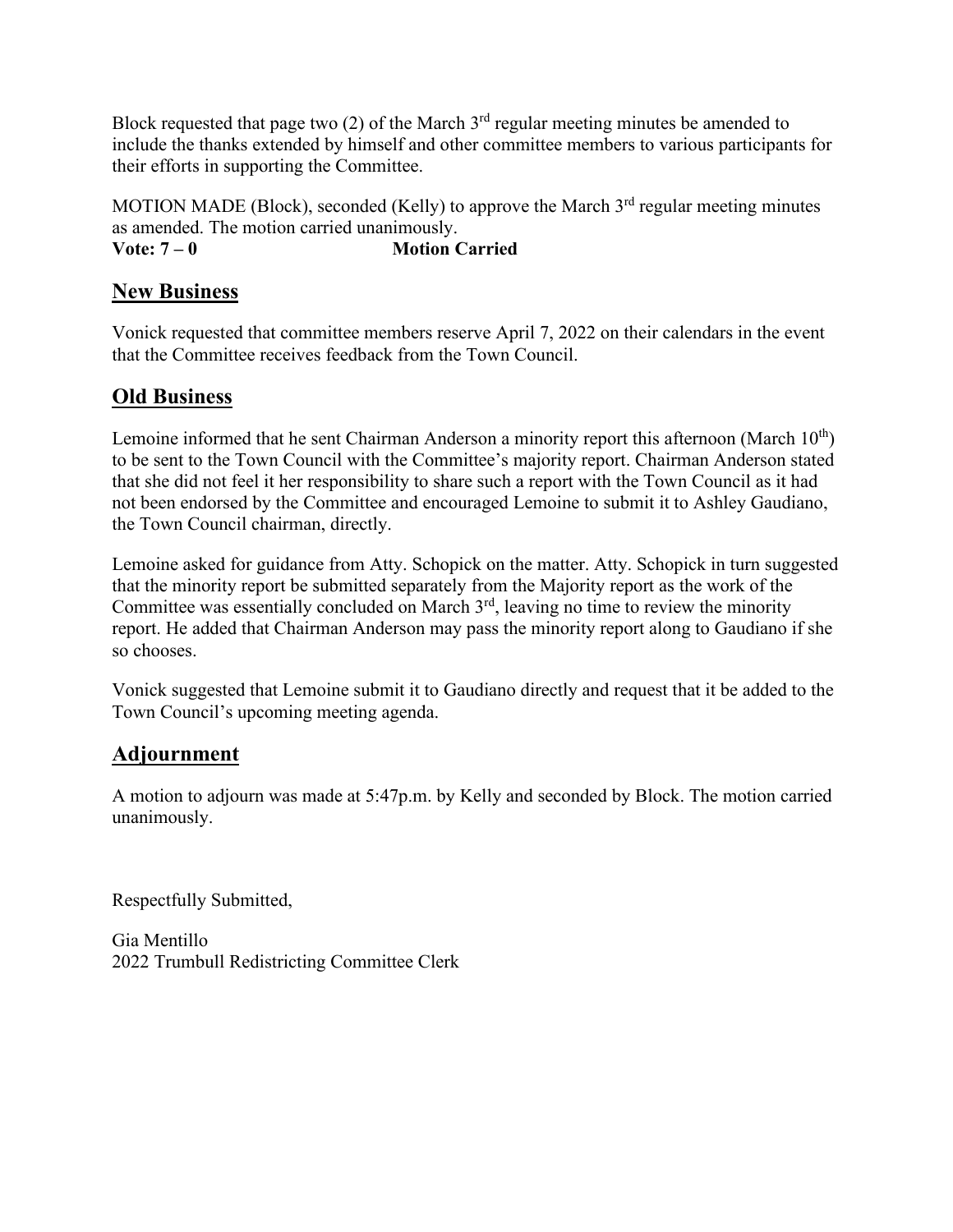Block requested that page two (2) of the March 3rd regular meeting minutes be amended to include the thanks extended by himself and other committee members to various participants for their efforts in supporting the Committee.

MOTION MADE (Block), seconded (Kelly) to approve the March 3rd regular meeting minutes as amended. The motion carried unanimously.
**Vote: 7 – 0** **Motion Carried**

## New Business

Vonick requested that committee members reserve April 7, 2022 on their calendars in the event that the Committee receives feedback from the Town Council.

## Old Business

Lemoine informed that he sent Chairman Anderson a minority report this afternoon (March 10th) to be sent to the Town Council with the Committee's majority report. Chairman Anderson stated that she did not feel it her responsibility to share such a report with the Town Council as it had not been endorsed by the Committee and encouraged Lemoine to submit it to Ashley Gaudiano, the Town Council chairman, directly.

Lemoine asked for guidance from Atty. Schopick on the matter. Atty. Schopick in turn suggested that the minority report be submitted separately from the Majority report as the work of the Committee was essentially concluded on March 3rd, leaving no time to review the minority report. He added that Chairman Anderson may pass the minority report along to Gaudiano if she so chooses.

Vonick suggested that Lemoine submit it to Gaudiano directly and request that it be added to the Town Council's upcoming meeting agenda.

## Adjournment

A motion to adjourn was made at 5:47p.m. by Kelly and seconded by Block. The motion carried unanimously.

Respectfully Submitted,

Gia Mentillo
2022 Trumbull Redistricting Committee Clerk